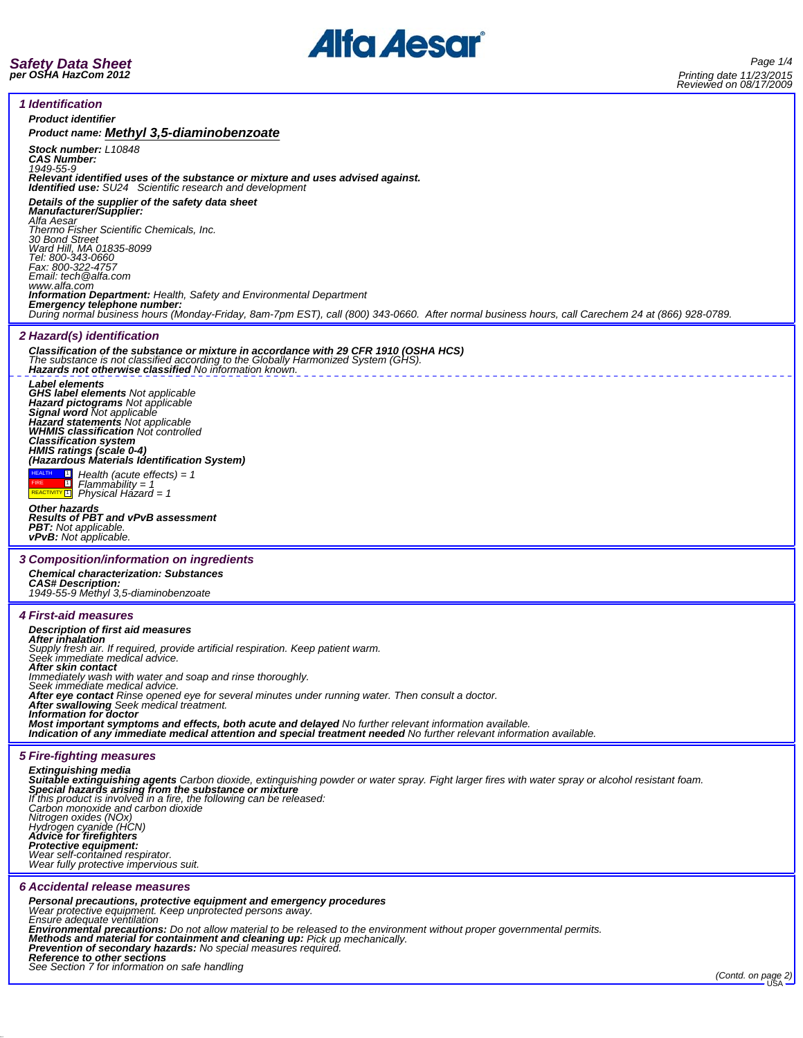# Safety Data Sheet
**per OSHA HazCom 2012**

Printing date 11/23/2015
Reviewed on 08/17/2009

## 1 Identification

**Product identifier**

**Product name: Methyl 3,5-diaminobenzoate**

**Stock number:** L10848
**CAS Number:**
1949-55-9
**Relevant identified uses of the substance or mixture and uses advised against.**
**Identified use:** SU24 Scientific research and development

**Details of the supplier of the safety data sheet**
**Manufacturer/Supplier:**
Alfa Aesar
Thermo Fisher Scientific Chemicals, Inc.
30 Bond Street
Ward Hill, MA 01835-8099
Tel: 800-343-0660
Fax: 800-322-4757
Email: tech@alfa.com
www.alfa.com
**Information Department:** Health, Safety and Environmental Department
**Emergency telephone number:**
During normal business hours (Monday-Friday, 8am-7pm EST), call (800) 343-0660. After normal business hours, call Carechem 24 at (866) 928-0789.

## 2 Hazard(s) identification

**Classification of the substance or mixture in accordance with 29 CFR 1910 (OSHA HCS)**
The substance is not classified according to the Globally Harmonized System (GHS).
**Hazards not otherwise classified** No information known.

**Label elements**
**GHS label elements** Not applicable
**Hazard pictograms** Not applicable
**Signal word** Not applicable
**Hazard statements** Not applicable
**WHMIS classification** Not controlled
**Classification system**
**HMIS ratings (scale 0-4)**
**(Hazardous Materials Identification System)**

HEALTH 1 Health (acute effects) = 1
FIRE 1 Flammability = 1
REACTIVITY 1 Physical Hazard = 1

**Other hazards**
**Results of PBT and vPvB assessment**
**PBT:** Not applicable.
**vPvB:** Not applicable.

## 3 Composition/information on ingredients

**Chemical characterization: Substances**
**CAS# Description:**
1949-55-9 Methyl 3,5-diaminobenzoate

## 4 First-aid measures

**Description of first aid measures**
**After inhalation**
Supply fresh air. If required, provide artificial respiration. Keep patient warm.
Seek immediate medical advice.
**After skin contact**
Immediately wash with water and soap and rinse thoroughly.
Seek immediate medical advice.
**After eye contact** Rinse opened eye for several minutes under running water. Then consult a doctor.
**After swallowing** Seek medical treatment.
**Information for doctor**
**Most important symptoms and effects, both acute and delayed** No further relevant information available.
**Indication of any immediate medical attention and special treatment needed** No further relevant information available.

## 5 Fire-fighting measures

**Extinguishing media**
**Suitable extinguishing agents** Carbon dioxide, extinguishing powder or water spray. Fight larger fires with water spray or alcohol resistant foam.
**Special hazards arising from the substance or mixture**
If this product is involved in a fire, the following can be released:
Carbon monoxide and carbon dioxide
Nitrogen oxides (NOx)
Hydrogen cyanide (HCN)
**Advice for firefighters**
**Protective equipment:**
Wear self-contained respirator.
Wear fully protective impervious suit.

## 6 Accidental release measures

**Personal precautions, protective equipment and emergency procedures**
Wear protective equipment. Keep unprotected persons away.
Ensure adequate ventilation
**Environmental precautions:** Do not allow material to be released to the environment without proper governmental permits.
**Methods and material for containment and cleaning up:** Pick up mechanically.
**Prevention of secondary hazards:** No special measures required.
**Reference to other sections**
See Section 7 for information on safe handling

(Contd. on page 2)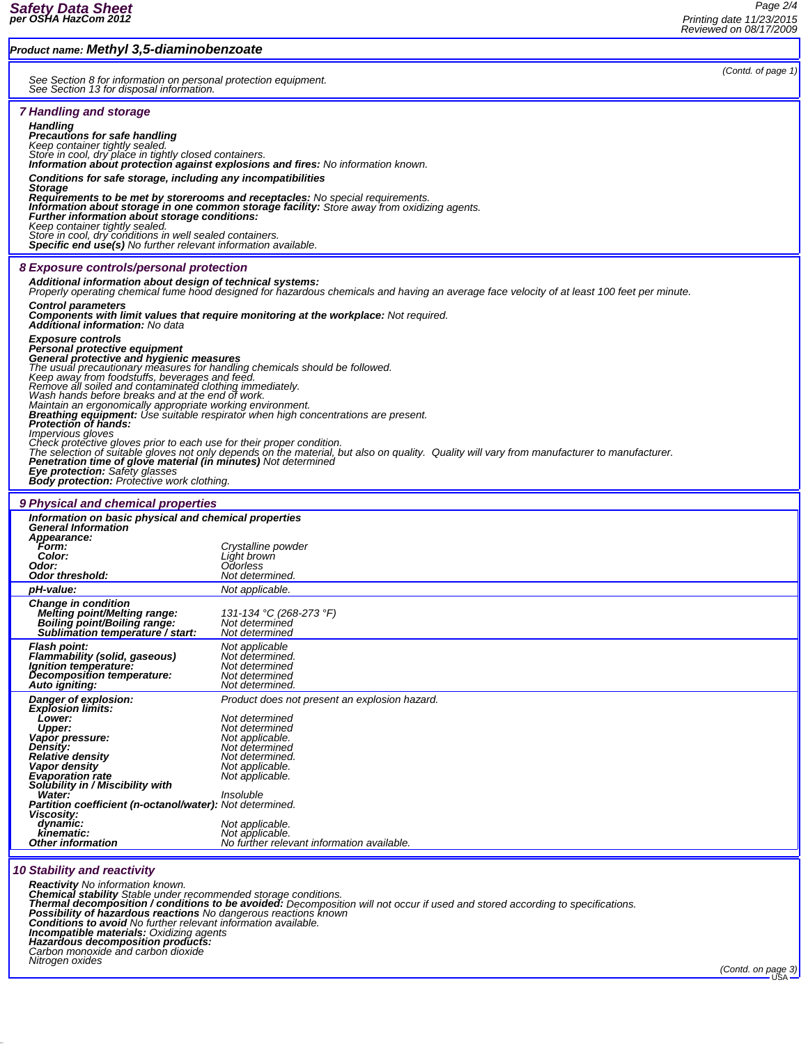**Product name: Methyl 3,5-diaminobenzoate**

(Contd. of page 1)

See Section 8 for information on personal protection equipment.
See Section 13 for disposal information.

## 7 Handling and storage

**Handling**
**Precautions for safe handling**
Keep container tightly sealed.
Store in cool, dry place in tightly closed containers.
**Information about protection against explosions and fires:** No information known.

**Conditions for safe storage, including any incompatibilities**
**Storage**
**Requirements to be met by storerooms and receptacles:** No special requirements.
**Information about storage in one common storage facility:** Store away from oxidizing agents.
**Further information about storage conditions:**
Keep container tightly sealed.
Store in cool, dry conditions in well sealed containers.
**Specific end use(s)** No further relevant information available.

## 8 Exposure controls/personal protection

**Additional information about design of technical systems:**
Properly operating chemical fume hood designed for hazardous chemicals and having an average face velocity of at least 100 feet per minute.

**Control parameters**
**Components with limit values that require monitoring at the workplace:** Not required.
**Additional information:** No data

**Exposure controls**
**Personal protective equipment**
**General protective and hygienic measures**
The usual precautionary measures for handling chemicals should be followed.
Keep away from foodstuffs, beverages and feed.
Remove all soiled and contaminated clothing immediately.
Wash hands before breaks and at the end of work.
Maintain an ergonomically appropriate working environment.
**Breathing equipment:** Use suitable respirator when high concentrations are present.
**Protection of hands:**
Impervious gloves
Check protective gloves prior to each use for their proper condition.
The selection of suitable gloves not only depends on the material, but also on quality. Quality will vary from manufacturer to manufacturer.
**Penetration time of glove material (in minutes)** Not determined
**Eye protection:** Safety glasses
**Body protection:** Protective work clothing.

## 9 Physical and chemical properties

| Property | Value |
|---|---|
| **Information on basic physical and chemical properties** | |
| **General Information** | |
| **Appearance:** | |
| **Form:** | Crystalline powder |
| **Color:** | Light brown |
| **Odor:** | Odorless |
| **Odor threshold:** | Not determined. |
| **pH-value:** | Not applicable. |
| **Change in condition** | |
| **Melting point/Melting range:** | 131-134 °C (268-273 °F) |
| **Boiling point/Boiling range:** | Not determined |
| **Sublimation temperature / start:** | Not determined |
| **Flash point:** | Not applicable |
| **Flammability (solid, gaseous)** | Not determined. |
| **Ignition temperature:** | Not determined |
| **Decomposition temperature:** | Not determined |
| **Auto igniting:** | Not determined. |
| **Danger of explosion:** | Product does not present an explosion hazard. |
| **Explosion limits:** | |
| **Lower:** | Not determined |
| **Upper:** | Not determined |
| **Vapor pressure:** | Not applicable. |
| **Density:** | Not determined |
| **Relative density** | Not determined. |
| **Vapor density** | Not applicable. |
| **Evaporation rate** | Not applicable. |
| **Solubility in / Miscibility with** | |
| **Water:** | Insoluble |
| **Partition coefficient (n-octanol/water):** | Not determined. |
| **Viscosity:** | |
| **dynamic:** | Not applicable. |
| **kinematic:** | Not applicable. |
| **Other information** | No further relevant information available. |

## 10 Stability and reactivity

**Reactivity** No information known.
**Chemical stability** Stable under recommended storage conditions.
**Thermal decomposition / conditions to be avoided:** Decomposition will not occur if used and stored according to specifications.
**Possibility of hazardous reactions** No dangerous reactions known
**Conditions to avoid** No further relevant information available.
**Incompatible materials:** Oxidizing agents
**Hazardous decomposition products:**
Carbon monoxide and carbon dioxide
Nitrogen oxides

(Contd. on page 3)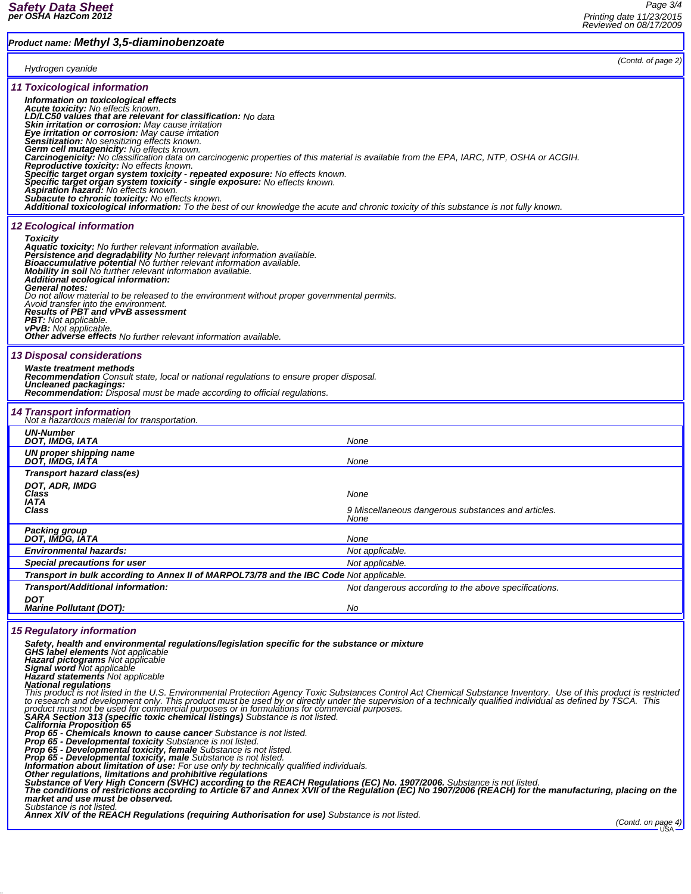**Product name: Methyl 3,5-diaminobenzoate**

(Contd. of page 2)

Hydrogen cyanide

## 11 Toxicological information

***Information on toxicological effects***
***Acute toxicity:*** *No effects known.*
***LD/LC50 values that are relevant for classification:*** *No data*
***Skin irritation or corrosion:*** *May cause irritation*
***Eye irritation or corrosion:*** *May cause irritation*
***Sensitization:*** *No sensitizing effects known.*
***Germ cell mutagenicity:*** *No effects known.*
***Carcinogenicity:*** *No classification data on carcinogenic properties of this material is available from the EPA, IARC, NTP, OSHA or ACGIH.*
***Reproductive toxicity:*** *No effects known.*
***Specific target organ system toxicity - repeated exposure:*** *No effects known.*
***Specific target organ system toxicity - single exposure:*** *No effects known.*
***Aspiration hazard:*** *No effects known.*
***Subacute to chronic toxicity:*** *No effects known.*
***Additional toxicological information:*** *To the best of our knowledge the acute and chronic toxicity of this substance is not fully known.*

## 12 Ecological information

***Toxicity***
***Aquatic toxicity:*** *No further relevant information available.*
***Persistence and degradability*** *No further relevant information available.*
***Bioaccumulative potential*** *No further relevant information available.*
***Mobility in soil*** *No further relevant information available.*
***Additional ecological information:***
***General notes:***
*Do not allow material to be released to the environment without proper governmental permits.*
*Avoid transfer into the environment.*
***Results of PBT and vPvB assessment***
***PBT:*** *Not applicable.*
***vPvB:*** *Not applicable.*
***Other adverse effects*** *No further relevant information available.*

## 13 Disposal considerations

***Waste treatment methods***
***Recommendation*** *Consult state, local or national regulations to ensure proper disposal.*
***Uncleaned packagings:***
***Recommendation:*** *Disposal must be made according to official regulations.*

## 14 Transport information

*Not a hazardous material for transportation.*

| | |
|---|---|
| **UN-Number** | |
| **DOT, IMDG, IATA** | None |
| **UN proper shipping name** | |
| **DOT, IMDG, IATA** | None |
| **Transport hazard class(es)** | |
| **DOT, ADR, IMDG** | |
| **Class** | None |
| **IATA** | |
| **Class** | 9 Miscellaneous dangerous substances and articles. |
| | None |
| **Packing group** | |
| **DOT, IMDG, IATA** | None |
| **Environmental hazards:** | Not applicable. |
| **Special precautions for user** | Not applicable. |
| **Transport in bulk according to Annex II of MARPOL73/78 and the IBC Code** | Not applicable. |
| **Transport/Additional information:** | Not dangerous according to the above specifications. |
| **DOT** | |
| **Marine Pollutant (DOT):** | No |

## 15 Regulatory information

***Safety, health and environmental regulations/legislation specific for the substance or mixture***
***GHS label elements*** *Not applicable*
***Hazard pictograms*** *Not applicable*
***Signal word*** *Not applicable*
***Hazard statements*** *Not applicable*
***National regulations***
*This product is not listed in the U.S. Environmental Protection Agency Toxic Substances Control Act Chemical Substance Inventory. Use of this product is restricted to research and development only. This product must be used by or directly under the supervision of a technically qualified individual as defined by TSCA. This product must not be used for commercial purposes or in formulations for commercial purposes.*
***SARA Section 313 (specific toxic chemical listings)*** *Substance is not listed.*
***California Proposition 65***
***Prop 65 - Chemicals known to cause cancer*** *Substance is not listed.*
***Prop 65 - Developmental toxicity*** *Substance is not listed.*
***Prop 65 - Developmental toxicity, female*** *Substance is not listed.*
***Prop 65 - Developmental toxicity, male*** *Substance is not listed.*
***Information about limitation of use:*** *For use only by technically qualified individuals.*
***Other regulations, limitations and prohibitive regulations***
***Substance of Very High Concern (SVHC) according to the REACH Regulations (EC) No. 1907/2006.*** *Substance is not listed.*
***The conditions of restrictions according to Article 67 and Annex XVII of the Regulation (EC) No 1907/2006 (REACH) for the manufacturing, placing on the market and use must be observed.***
*Substance is not listed.*
***Annex XIV of the REACH Regulations (requiring Authorisation for use)*** *Substance is not listed.*

(Contd. on page 4)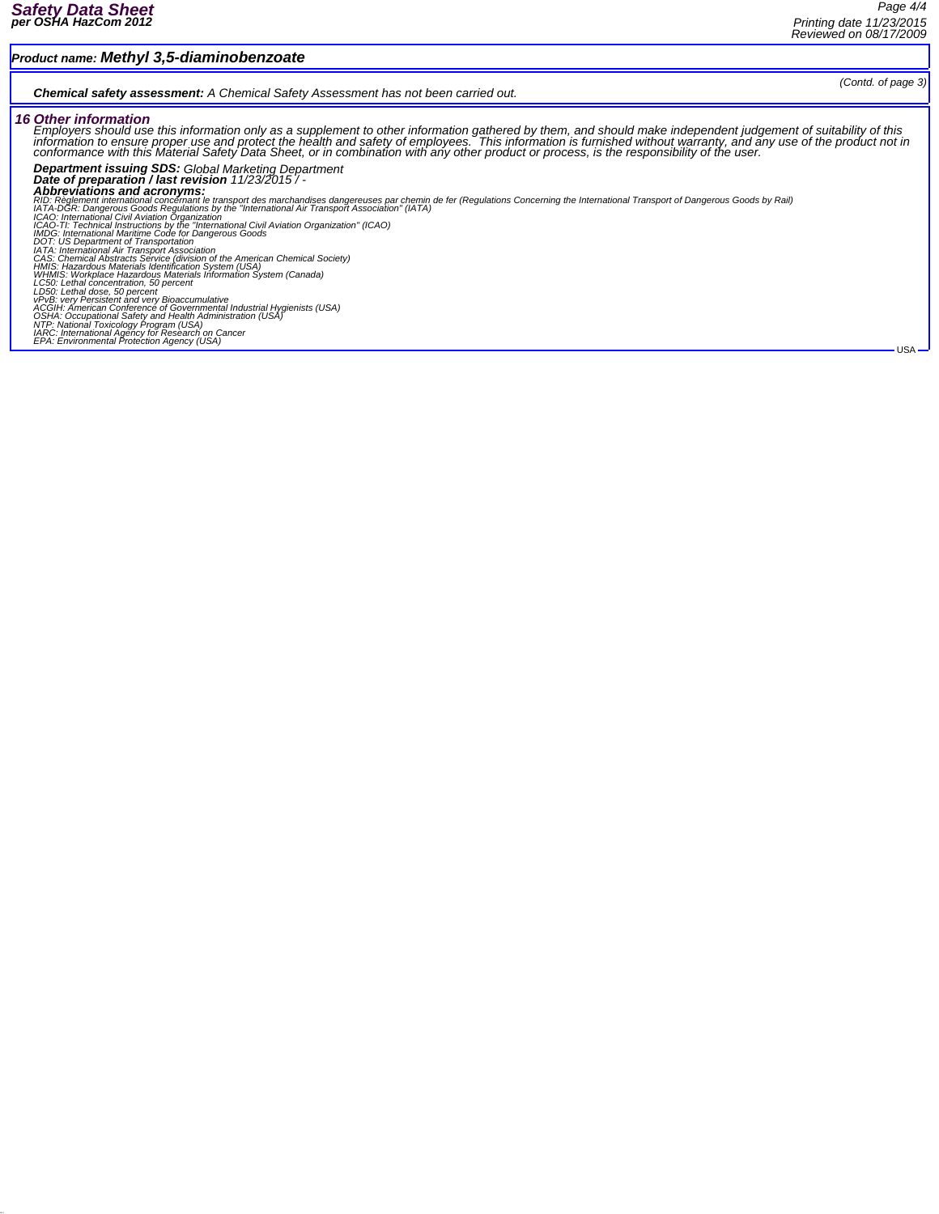**Product name: Methyl 3,5-diaminobenzoate**

(Contd. of page 3)

**Chemical safety assessment:** A Chemical Safety Assessment has not been carried out.

## 16 Other information

Employers should use this information only as a supplement to other information gathered by them, and should make independent judgement of suitability of this information to ensure proper use and protect the health and safety of employees. This information is furnished without warranty, and any use of the product not in conformance with this Material Safety Data Sheet, or in combination with any other product or process, is the responsibility of the user.

**Department issuing SDS:** Global Marketing Department

**Date of preparation / last revision** 11/23/2015 / -

**Abbreviations and acronyms:**

RID: Règlement international concernant le transport des marchandises dangereuses par chemin de fer (Regulations Concerning the International Transport of Dangerous Goods by Rail)
IATA-DGR: Dangerous Goods Regulations by the "International Air Transport Association" (IATA)
ICAO: International Civil Aviation Organization
ICAO-TI: Technical Instructions by the "International Civil Aviation Organization" (ICAO)
IMDG: International Maritime Code for Dangerous Goods
DOT: US Department of Transportation
IATA: International Air Transport Association
CAS: Chemical Abstracts Service (division of the American Chemical Society)
HMIS: Hazardous Materials Identification System (USA)
WHMIS: Workplace Hazardous Materials Information System (Canada)
LC50: Lethal concentration, 50 percent
LD50: Lethal dose, 50 percent
vPvB: very Persistent and very Bioaccumulative
ACGIH: American Conference of Governmental Industrial Hygienists (USA)
OSHA: Occupational Safety and Health Administration (USA)
NTP: National Toxicology Program (USA)
IARC: International Agency for Research on Cancer
EPA: Environmental Protection Agency (USA)